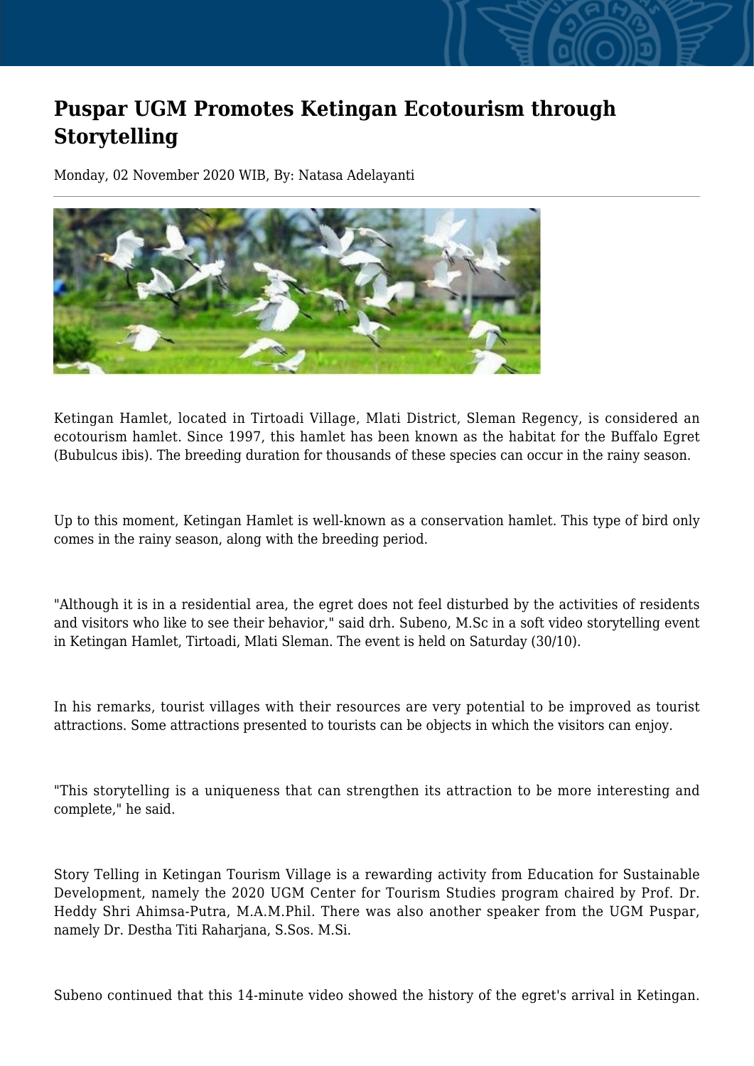# Puspar UGM Promotes Ketingan Ecotourism through Storytelling

Monday, 02 November 2020 WIB, By: Natasa Adelayanti

Ketingan Hamlet, located in Tirtoadi Village, Mlati District, Sleman Regency, is considered an ecotourism hamlet. Since 1997, this hamlet has been known as the habitat for the Buffalo Egret (Bubulcus ibis). The breeding duration for thousands of these species can occur in the rainy season.

Up to this moment, Ketingan Hamlet is well-known as a conservation hamlet. This type of bird only comes in the rainy season, along with the breeding period.

"Although it is in a residential area, the egret does not feel disturbed by the activities of residents and visitors who like to see their behavior," said drh. Subeno, M.Sc in a soft video storytelling event in Ketingan Hamlet, Tirtoadi, Mlati Sleman. The event is held on Saturday (30/10).

In his remarks, tourist villages with their resources are very potential to be improved as tourist attractions. Some attractions presented to tourists can be objects in which the visitors can enjoy.

"This storytelling is a uniqueness that can strengthen its attraction to be more interesting and complete," he said.

Story Telling in Ketingan Tourism Village is a rewarding activity from Education for Sustainable Development, namely the 2020 UGM Center for Tourism Studies program chaired by Prof. Dr. Heddy Shri Ahimsa-Putra, M.A.M.Phil. There was also another speaker from the UGM Puspar, namely Dr. Destha Titi Raharjana, S.Sos. M.Si.

Subeno continued that this 14-minute video showed the history of the egret's arrival in Ketingan.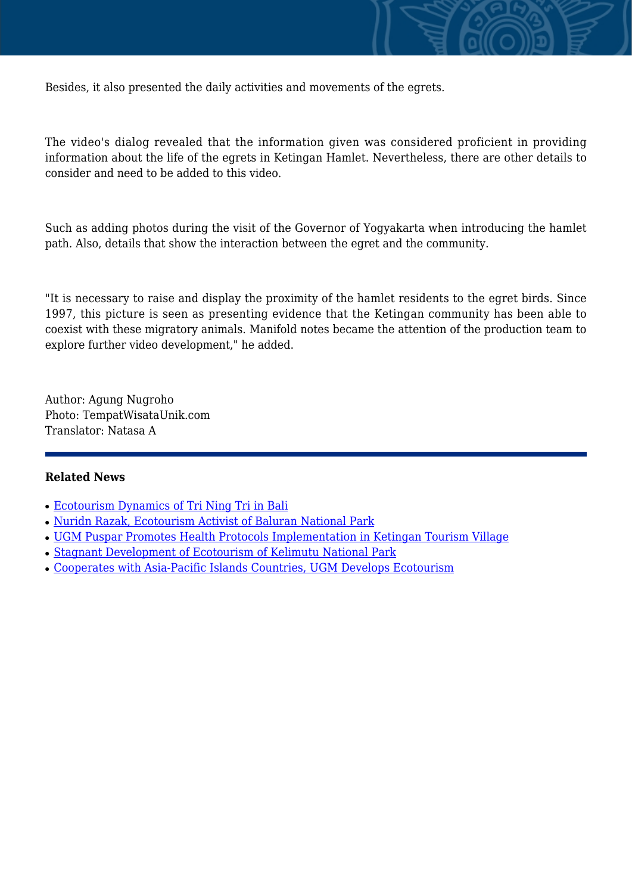Besides, it also presented the daily activities and movements of the egrets.

The video's dialog revealed that the information given was considered proficient in providing information about the life of the egrets in Ketingan Hamlet. Nevertheless, there are other details to consider and need to be added to this video.

Such as adding photos during the visit of the Governor of Yogyakarta when introducing the hamlet path. Also, details that show the interaction between the egret and the community.

"It is necessary to raise and display the proximity of the hamlet residents to the egret birds. Since 1997, this picture is seen as presenting evidence that the Ketingan community has been able to coexist with these migratory animals. Manifold notes became the attention of the production team to explore further video development," he added.

Author: Agung Nugroho
Photo: TempatWisataUnik.com
Translator: Natasa A

**Related News**

- Ecotourism Dynamics of Tri Ning Tri in Bali
- Nuridn Razak, Ecotourism Activist of Baluran National Park
- UGM Puspar Promotes Health Protocols Implementation in Ketingan Tourism Village
- Stagnant Development of Ecotourism of Kelimutu National Park
- Cooperates with Asia-Pacific Islands Countries, UGM Develops Ecotourism